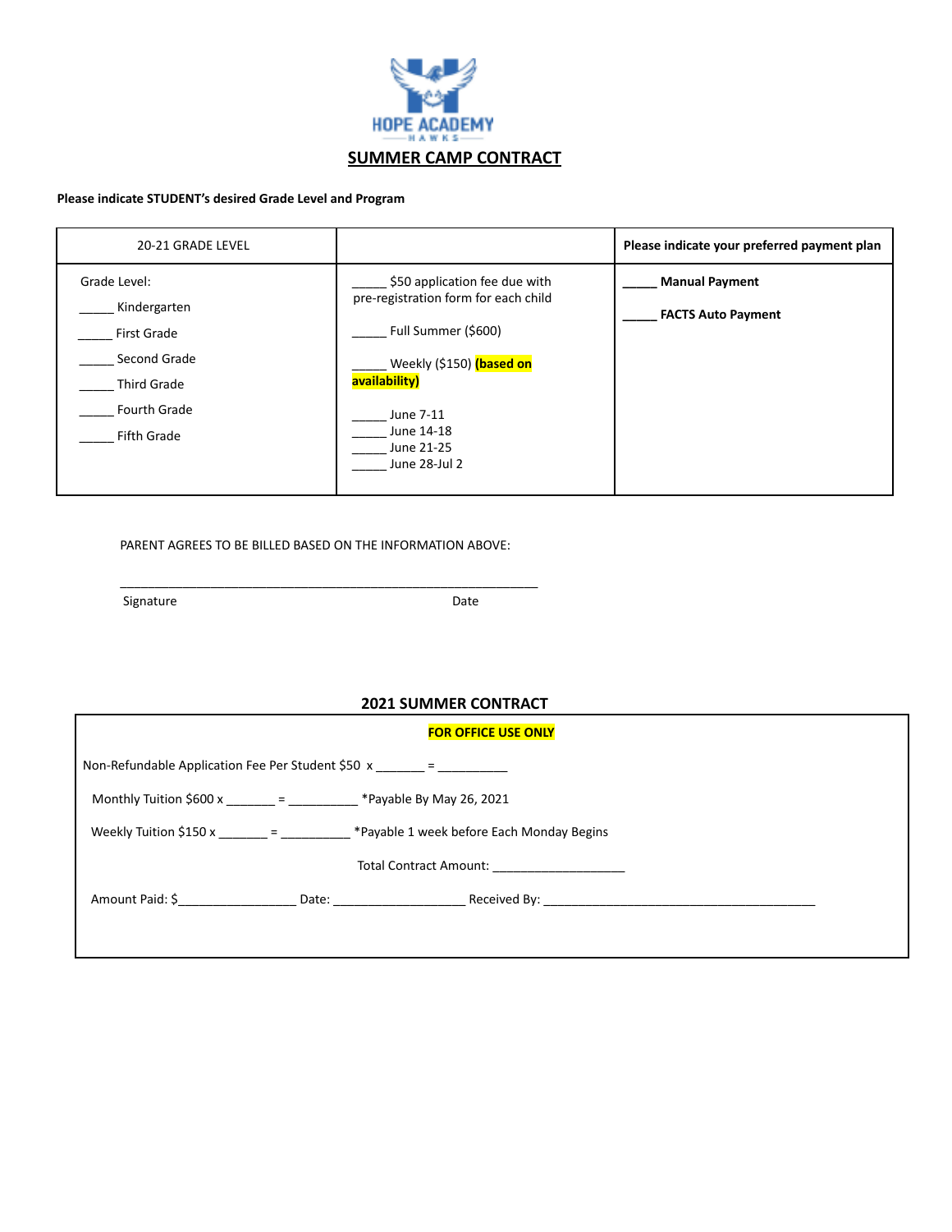HOPE ACADEMY
HAWKS

# SUMMER CAMP CONTRACT

**Please indicate STUDENT's desired Grade Level and Program**

| 20-21 GRADE LEVEL | | **Please indicate your preferred payment plan** |
|---|---|---|
| Grade Level:<br>_____ Kindergarten<br>_____ First Grade<br>_____ Second Grade<br>_____ Third Grade<br>_____ Fourth Grade<br>_____ Fifth Grade | _____ $50 application fee due with pre-registration form for each child<br><br>_____ Full Summer ($600)<br><br>_____ Weekly ($150) **(based on availability)**<br><br>_____ June 7-11<br>_____ June 14-18<br>_____ June 21-25<br>_____ June 28-Jul 2 | _____ **Manual Payment**<br><br>_____ **FACTS Auto Payment** |

PARENT AGREES TO BE BILLED BASED ON THE INFORMATION ABOVE:

_____________________________________________________________

Signature                                                  Date

## 2021 SUMMER CONTRACT

**FOR OFFICE USE ONLY**

Non-Refundable Application Fee Per Student $50 x _______ = __________

Monthly Tuition $600 x _______ = __________ *Payable By May 26, 2021

Weekly Tuition $150 x _______ = __________ *Payable 1 week before Each Monday Begins

Total Contract Amount: ___________________

Amount Paid: $_________________ Date: ___________________ Received By: ________________________________________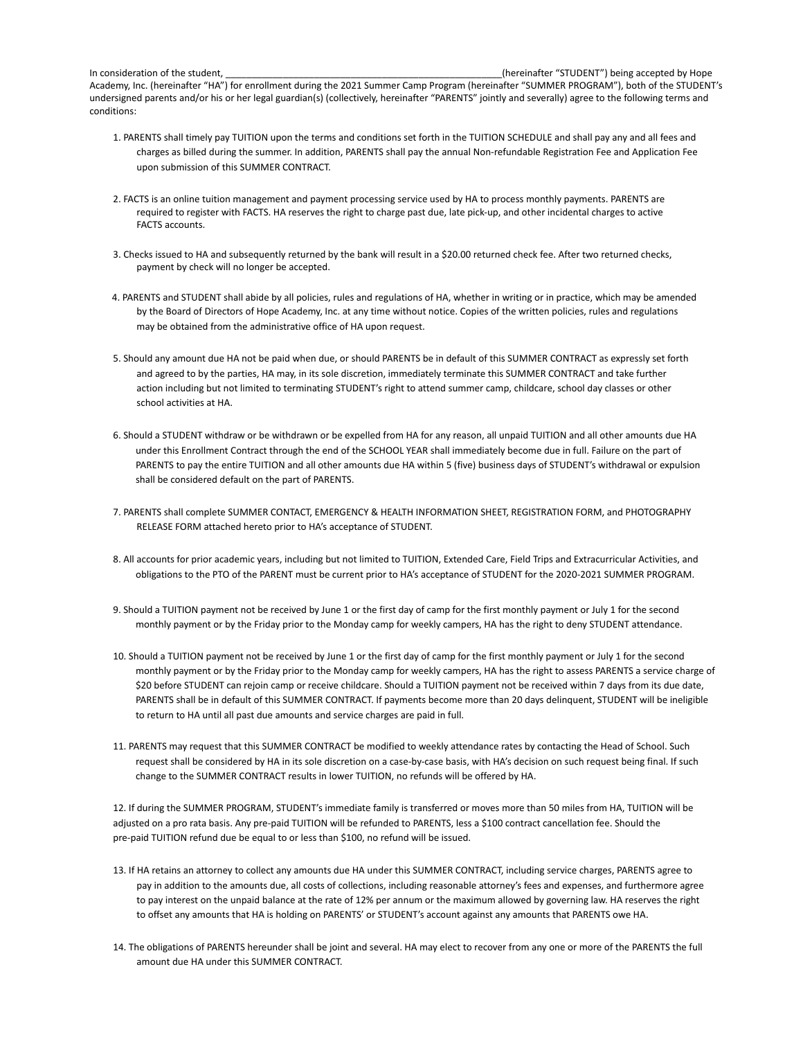In consideration of the student, ______________________________________________________(hereinafter "STUDENT") being accepted by Hope Academy, Inc. (hereinafter "HA") for enrollment during the 2021 Summer Camp Program (hereinafter "SUMMER PROGRAM"), both of the STUDENT's undersigned parents and/or his or her legal guardian(s) (collectively, hereinafter "PARENTS" jointly and severally) agree to the following terms and conditions:

1. PARENTS shall timely pay TUITION upon the terms and conditions set forth in the TUITION SCHEDULE and shall pay any and all fees and charges as billed during the summer. In addition, PARENTS shall pay the annual Non-refundable Registration Fee and Application Fee upon submission of this SUMMER CONTRACT.

2. FACTS is an online tuition management and payment processing service used by HA to process monthly payments. PARENTS are required to register with FACTS. HA reserves the right to charge past due, late pick-up, and other incidental charges to active FACTS accounts.

3. Checks issued to HA and subsequently returned by the bank will result in a $20.00 returned check fee. After two returned checks, payment by check will no longer be accepted.

4. PARENTS and STUDENT shall abide by all policies, rules and regulations of HA, whether in writing or in practice, which may be amended by the Board of Directors of Hope Academy, Inc. at any time without notice. Copies of the written policies, rules and regulations may be obtained from the administrative office of HA upon request.

5. Should any amount due HA not be paid when due, or should PARENTS be in default of this SUMMER CONTRACT as expressly set forth and agreed to by the parties, HA may, in its sole discretion, immediately terminate this SUMMER CONTRACT and take further action including but not limited to terminating STUDENT's right to attend summer camp, childcare, school day classes or other school activities at HA.

6. Should a STUDENT withdraw or be withdrawn or be expelled from HA for any reason, all unpaid TUITION and all other amounts due HA under this Enrollment Contract through the end of the SCHOOL YEAR shall immediately become due in full. Failure on the part of PARENTS to pay the entire TUITION and all other amounts due HA within 5 (five) business days of STUDENT's withdrawal or expulsion shall be considered default on the part of PARENTS.

7. PARENTS shall complete SUMMER CONTACT, EMERGENCY & HEALTH INFORMATION SHEET, REGISTRATION FORM, and PHOTOGRAPHY RELEASE FORM attached hereto prior to HA's acceptance of STUDENT.

8. All accounts for prior academic years, including but not limited to TUITION, Extended Care, Field Trips and Extracurricular Activities, and obligations to the PTO of the PARENT must be current prior to HA's acceptance of STUDENT for the 2020-2021 SUMMER PROGRAM.

9. Should a TUITION payment not be received by June 1 or the first day of camp for the first monthly payment or July 1 for the second monthly payment or by the Friday prior to the Monday camp for weekly campers, HA has the right to deny STUDENT attendance.

10. Should a TUITION payment not be received by June 1 or the first day of camp for the first monthly payment or July 1 for the second monthly payment or by the Friday prior to the Monday camp for weekly campers, HA has the right to assess PARENTS a service charge of $20 before STUDENT can rejoin camp or receive childcare. Should a TUITION payment not be received within 7 days from its due date, PARENTS shall be in default of this SUMMER CONTRACT. If payments become more than 20 days delinquent, STUDENT will be ineligible to return to HA until all past due amounts and service charges are paid in full.

11. PARENTS may request that this SUMMER CONTRACT be modified to weekly attendance rates by contacting the Head of School. Such request shall be considered by HA in its sole discretion on a case-by-case basis, with HA's decision on such request being final. If such change to the SUMMER CONTRACT results in lower TUITION, no refunds will be offered by HA.

12. If during the SUMMER PROGRAM, STUDENT's immediate family is transferred or moves more than 50 miles from HA, TUITION will be adjusted on a pro rata basis. Any pre-paid TUITION will be refunded to PARENTS, less a $100 contract cancellation fee. Should the pre-paid TUITION refund due be equal to or less than $100, no refund will be issued.

13. If HA retains an attorney to collect any amounts due HA under this SUMMER CONTRACT, including service charges, PARENTS agree to pay in addition to the amounts due, all costs of collections, including reasonable attorney's fees and expenses, and furthermore agree to pay interest on the unpaid balance at the rate of 12% per annum or the maximum allowed by governing law. HA reserves the right to offset any amounts that HA is holding on PARENTS' or STUDENT's account against any amounts that PARENTS owe HA.

14. The obligations of PARENTS hereunder shall be joint and several. HA may elect to recover from any one or more of the PARENTS the full amount due HA under this SUMMER CONTRACT.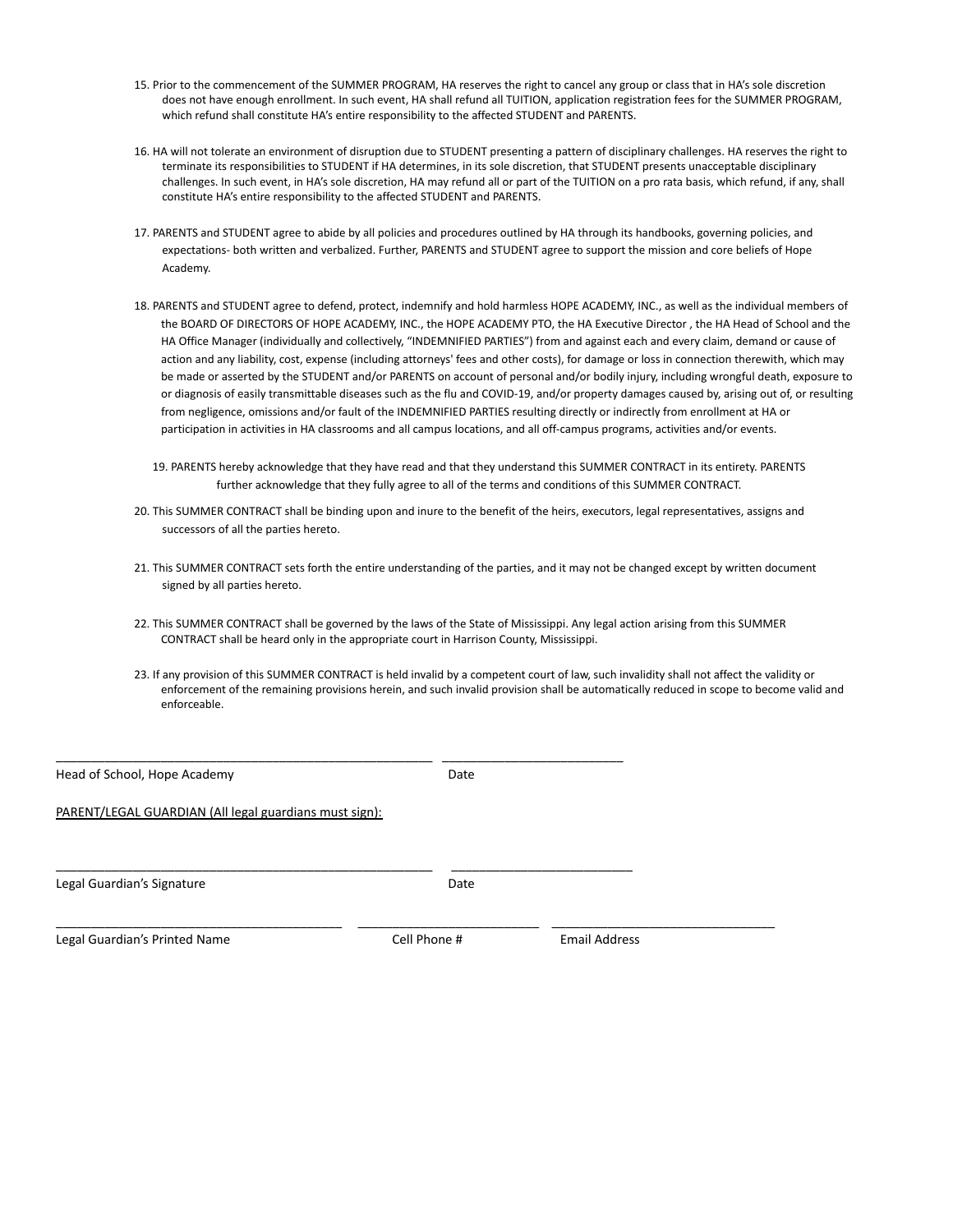15. Prior to the commencement of the SUMMER PROGRAM, HA reserves the right to cancel any group or class that in HA's sole discretion does not have enough enrollment. In such event, HA shall refund all TUITION, application registration fees for the SUMMER PROGRAM, which refund shall constitute HA's entire responsibility to the affected STUDENT and PARENTS.

16. HA will not tolerate an environment of disruption due to STUDENT presenting a pattern of disciplinary challenges. HA reserves the right to terminate its responsibilities to STUDENT if HA determines, in its sole discretion, that STUDENT presents unacceptable disciplinary challenges. In such event, in HA's sole discretion, HA may refund all or part of the TUITION on a pro rata basis, which refund, if any, shall constitute HA's entire responsibility to the affected STUDENT and PARENTS.

17. PARENTS and STUDENT agree to abide by all policies and procedures outlined by HA through its handbooks, governing policies, and expectations- both written and verbalized. Further, PARENTS and STUDENT agree to support the mission and core beliefs of Hope Academy.

18. PARENTS and STUDENT agree to defend, protect, indemnify and hold harmless HOPE ACADEMY, INC., as well as the individual members of the BOARD OF DIRECTORS OF HOPE ACADEMY, INC., the HOPE ACADEMY PTO, the HA Executive Director , the HA Head of School and the HA Office Manager (individually and collectively, "INDEMNIFIED PARTIES") from and against each and every claim, demand or cause of action and any liability, cost, expense (including attorneys' fees and other costs), for damage or loss in connection therewith, which may be made or asserted by the STUDENT and/or PARENTS on account of personal and/or bodily injury, including wrongful death, exposure to or diagnosis of easily transmittable diseases such as the flu and COVID-19, and/or property damages caused by, arising out of, or resulting from negligence, omissions and/or fault of the INDEMNIFIED PARTIES resulting directly or indirectly from enrollment at HA or participation in activities in HA classrooms and all campus locations, and all off-campus programs, activities and/or events.

19. PARENTS hereby acknowledge that they have read and that they understand this SUMMER CONTRACT in its entirety. PARENTS further acknowledge that they fully agree to all of the terms and conditions of this SUMMER CONTRACT.

20. This SUMMER CONTRACT shall be binding upon and inure to the benefit of the heirs, executors, legal representatives, assigns and successors of all the parties hereto.

21. This SUMMER CONTRACT sets forth the entire understanding of the parties, and it may not be changed except by written document signed by all parties hereto.

22. This SUMMER CONTRACT shall be governed by the laws of the State of Mississippi. Any legal action arising from this SUMMER CONTRACT shall be heard only in the appropriate court in Harrison County, Mississippi.

23. If any provision of this SUMMER CONTRACT is held invalid by a competent court of law, such invalidity shall not affect the validity or enforcement of the remaining provisions herein, and such invalid provision shall be automatically reduced in scope to become valid and enforceable.

\_\_\_\_\_\_\_\_\_\_\_\_\_\_\_\_\_\_\_\_\_\_\_\_\_\_\_\_\_\_\_\_\_\_\_\_\_\_\_\_ \_\_\_\_\_\_\_\_\_\_\_\_\_\_\_\_\_\_\_\_\_\_\_

Head of School, Hope Academy　　Date

<u>PARENT/LEGAL GUARDIAN (All legal guardians must sign):</u>

\_\_\_\_\_\_\_\_\_\_\_\_\_\_\_\_\_\_\_\_\_\_\_\_\_\_\_\_\_\_\_\_\_\_\_\_\_\_\_\_ \_\_\_\_\_\_\_\_\_\_\_\_\_\_\_\_\_\_\_\_\_\_\_

Legal Guardian's Signature　　Date

\_\_\_\_\_\_\_\_\_\_\_\_\_\_\_\_\_\_\_\_\_\_\_\_\_\_\_\_\_\_\_\_ \_\_\_\_\_\_\_\_\_\_\_\_\_\_\_\_\_\_\_\_\_\_\_ \_\_\_\_\_\_\_\_\_\_\_\_\_\_\_\_\_\_\_\_\_\_\_\_\_\_\_\_\_\_

Legal Guardian's Printed Name　　Cell Phone #　　Email Address